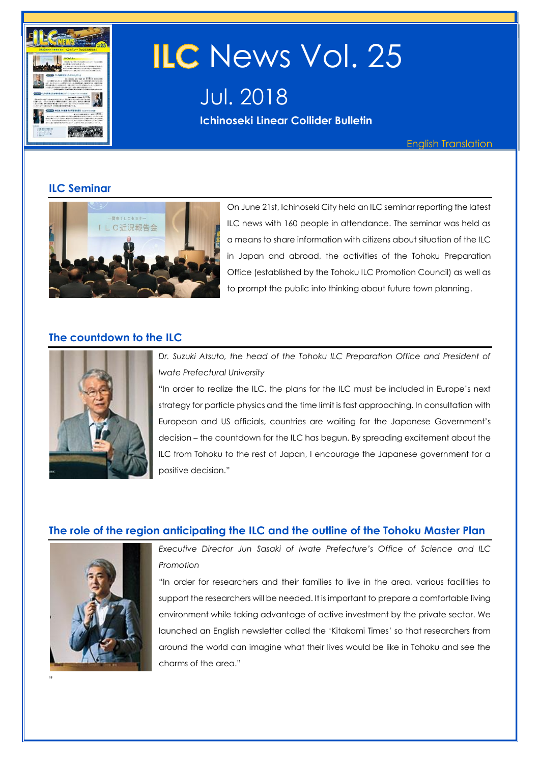# ILC News Vol. 25

## Jul. 2018

**Ichinoseki Linear Collider Bulletin**

English Translation

## ILC Seminar

On June 21st, Ichinoseki City held an ILC seminar reporting the latest ILC news with 160 people in attendance. The seminar was held as a means to share information with citizens about situation of the ILC in Japan and abroad, the activities of the Tohoku Preparation Office (established by the Tohoku ILC Promotion Council) as well as to prompt the public into thinking about future town planning.

## The countdown to the ILC

*Dr. Suzuki Atsuto, the head of the Tohoku ILC Preparation Office and President of Iwate Prefectural University*

"In order to realize the ILC, the plans for the ILC must be included in Europe's next strategy for particle physics and the time limit is fast approaching. In consultation with European and US officials, countries are waiting for the Japanese Government's decision – the countdown for the ILC has begun. By spreading excitement about the ILC from Tohoku to the rest of Japan, I encourage the Japanese government for a positive decision."

## The role of the region anticipating the ILC and the outline of the Tohoku Master Plan

*Executive Director Jun Sasaki of Iwate Prefecture's Office of Science and ILC Promotion*

"In order for researchers and their families to live in the area, various facilities to support the researchers will be needed. It is important to prepare a comfortable living environment while taking advantage of active investment by the private sector. We launched an English newsletter called the 'Kitakami Times' so that researchers from around the world can imagine what their lives would be like in Tohoku and see the charms of the area."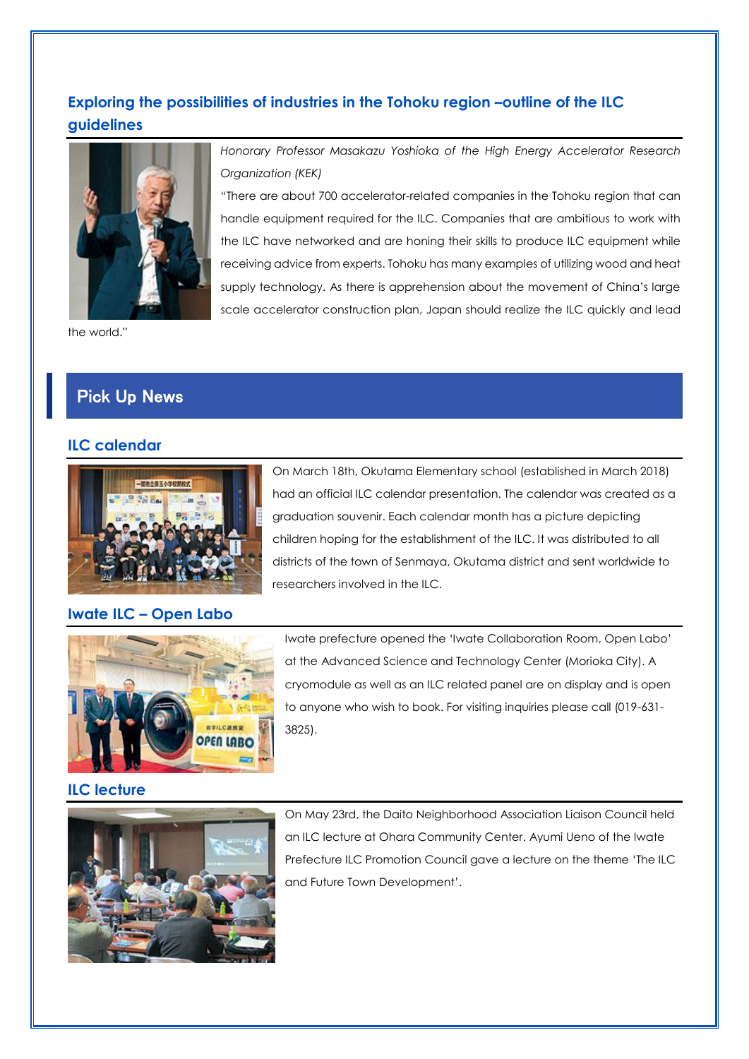## Exploring the possibilities of industries in the Tohoku region –outline of the ILC guidelines

*Honorary Professor Masakazu Yoshioka of the High Energy Accelerator Research Organization (KEK)*

"There are about 700 accelerator-related companies in the Tohoku region that can handle equipment required for the ILC. Companies that are ambitious to work with the ILC have networked and are honing their skills to produce ILC equipment while receiving advice from experts. Tohoku has many examples of utilizing wood and heat supply technology. As there is apprehension about the movement of China's large scale accelerator construction plan, Japan should realize the ILC quickly and lead the world."

# Pick Up News

### ILC calendar

On March 18th, Okutama Elementary school (established in March 2018) had an official ILC calendar presentation. The calendar was created as a graduation souvenir. Each calendar month has a picture depicting children hoping for the establishment of the ILC. It was distributed to all districts of the town of Senmaya, Okutama district and sent worldwide to researchers involved in the ILC.

### Iwate ILC – Open Labo

Iwate prefecture opened the 'Iwate Collaboration Room, Open Labo' at the Advanced Science and Technology Center (Morioka City). A cryomodule as well as an ILC related panel are on display and is open to anyone who wish to book. For visiting inquiries please call (019-631-3825).

### ILC lecture

On May 23rd, the Daito Neighborhood Association Liaison Council held an ILC lecture at Ohara Community Center. Ayumi Ueno of the Iwate Prefecture ILC Promotion Council gave a lecture on the theme 'The ILC and Future Town Development'.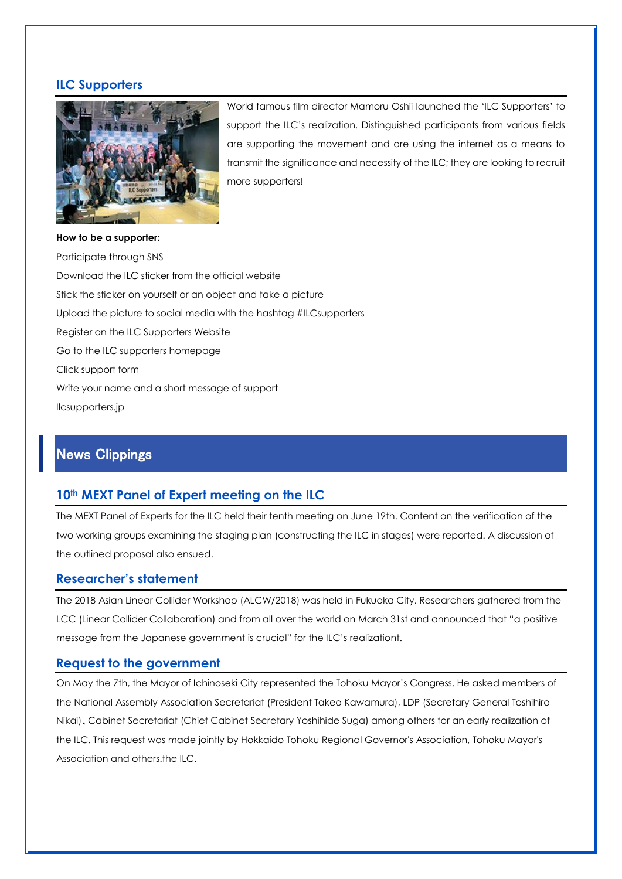## ILC Supporters

World famous film director Mamoru Oshii launched the 'ILC Supporters' to support the ILC's realization. Distinguished participants from various fields are supporting the movement and are using the internet as a means to transmit the significance and necessity of the ILC; they are looking to recruit more supporters!

**How to be a supporter:**

Participate through SNS

Download the ILC sticker from the official website

Stick the sticker on yourself or an object and take a picture

Upload the picture to social media with the hashtag #ILCsupporters

Register on the ILC Supporters Website

Go to the ILC supporters homepage

Click support form

Write your name and a short message of support

Ilcsupporters.jp

# News Clippings

## 10th MEXT Panel of Expert meeting on the ILC

The MEXT Panel of Experts for the ILC held their tenth meeting on June 19th. Content on the verification of the two working groups examining the staging plan (constructing the ILC in stages) were reported. A discussion of the outlined proposal also ensued.

## Researcher's statement

The 2018 Asian Linear Collider Workshop (ALCW/2018) was held in Fukuoka City. Researchers gathered from the LCC (Linear Collider Collaboration) and from all over the world on March 31st and announced that "a positive message from the Japanese government is crucial" for the ILC's realizationt.

## Request to the government

On May the 7th, the Mayor of Ichinoseki City represented the Tohoku Mayor's Congress. He asked members of the National Assembly Association Secretariat (President Takeo Kawamura), LDP (Secretary General Toshihiro Nikai)、Cabinet Secretariat (Chief Cabinet Secretary Yoshihide Suga) among others for an early realization of the ILC. This request was made jointly by Hokkaido Tohoku Regional Governor's Association, Tohoku Mayor's Association and others.the ILC.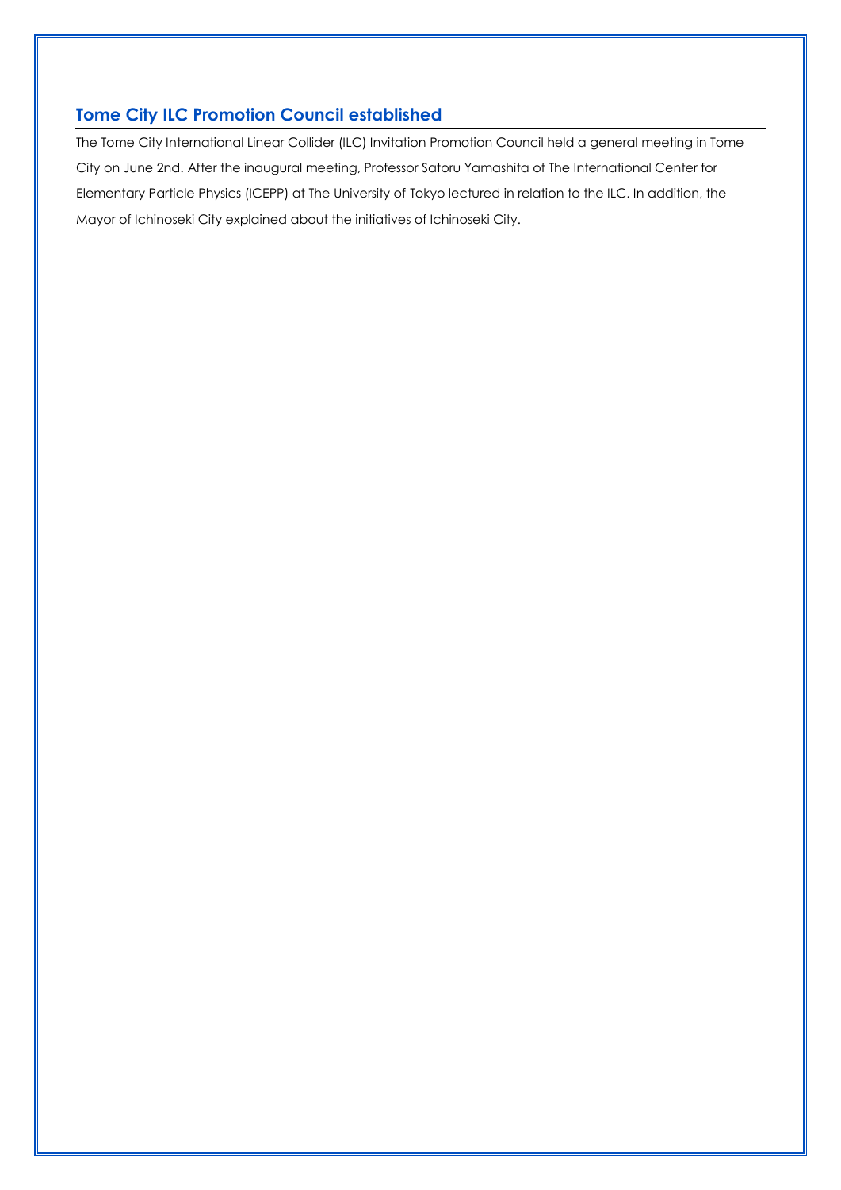## Tome City ILC Promotion Council established

The Tome City International Linear Collider (ILC) Invitation Promotion Council held a general meeting in Tome City on June 2nd. After the inaugural meeting, Professor Satoru Yamashita of The International Center for Elementary Particle Physics (ICEPP) at The University of Tokyo lectured in relation to the ILC. In addition, the Mayor of Ichinoseki City explained about the initiatives of Ichinoseki City.